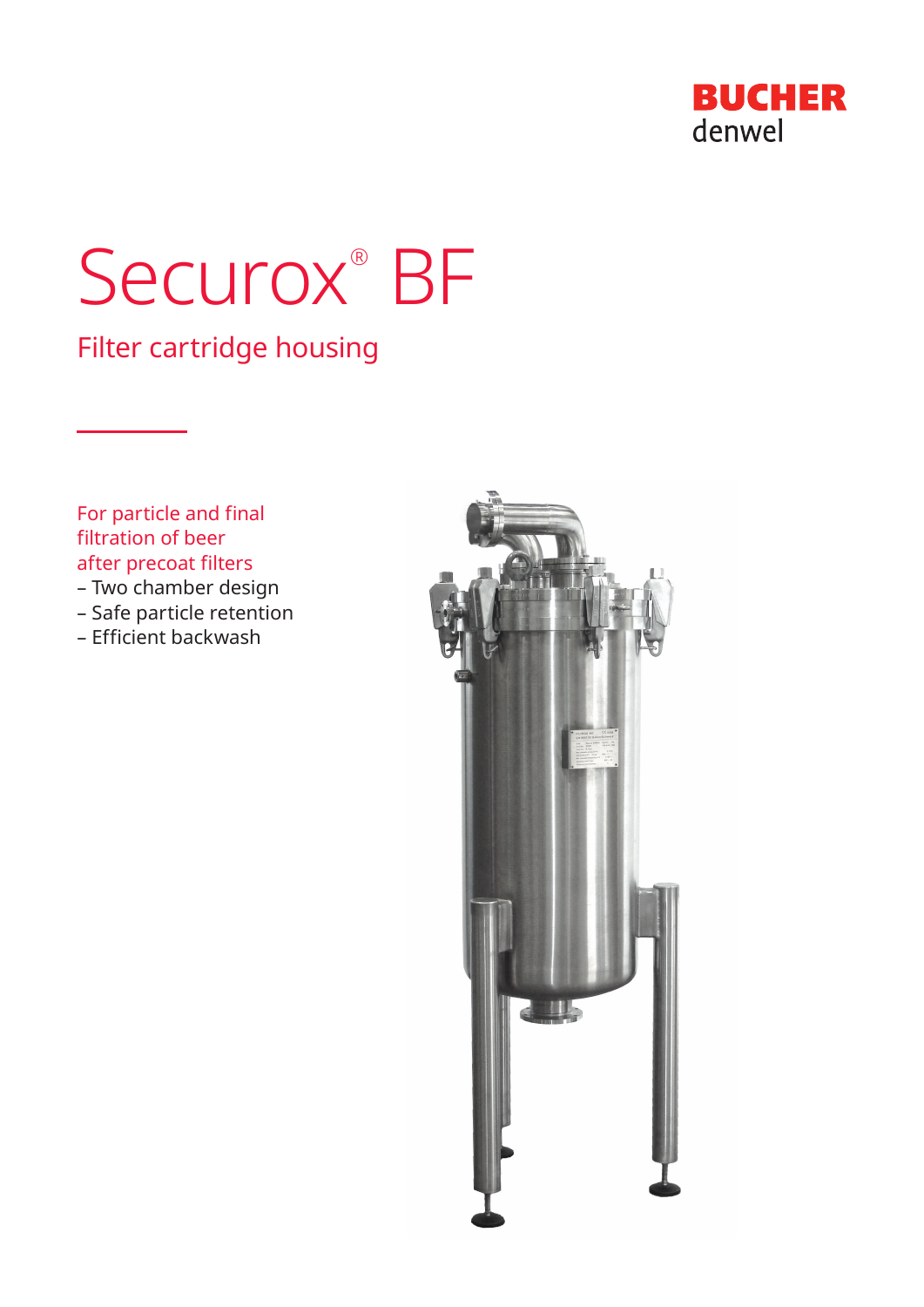BUCHER
denwel

# Securox® BF

## Filter cartridge housing

For particle and final filtration of beer after precoat filters

- Two chamber design
- Safe particle retention
- Efficient backwash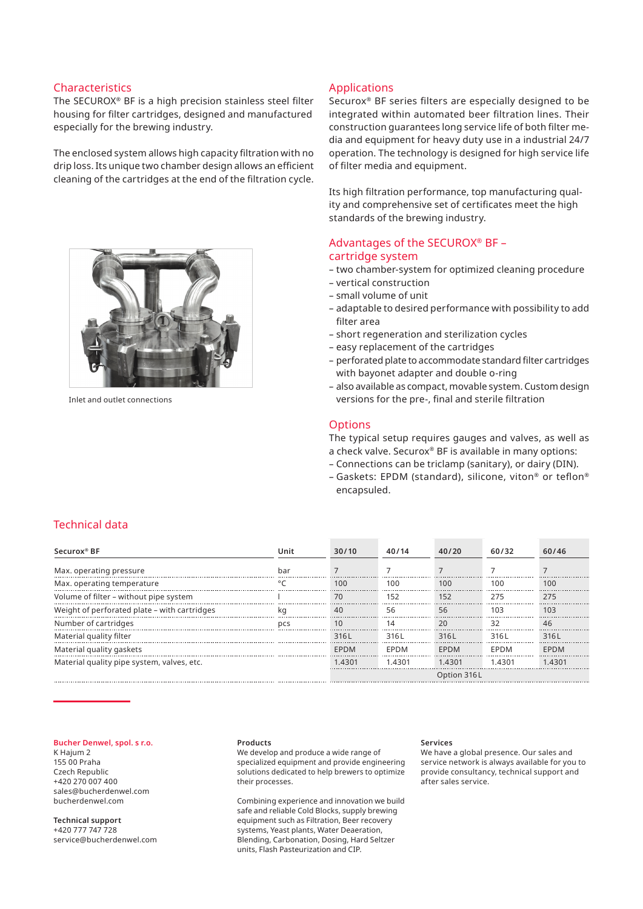## Characteristics

The SECUROX® BF is a high precision stainless steel filter housing for filter cartridges, designed and manufactured especially for the brewing industry.

The enclosed system allows high capacity filtration with no drip loss. Its unique two chamber design allows an efficient cleaning of the cartridges at the end of the filtration cycle.

Inlet and outlet connections

## Applications

Securox® BF series filters are especially designed to be integrated within automated beer filtration lines. Their construction guarantees long service life of both filter media and equipment for heavy duty use in a industrial 24/7 operation. The technology is designed for high service life of filter media and equipment.

Its high filtration performance, top manufacturing quality and comprehensive set of certificates meet the high standards of the brewing industry.

## Advantages of the SECUROX® BF – cartridge system

- two chamber-system for optimized cleaning procedure
- vertical construction
- small volume of unit
- adaptable to desired performance with possibility to add filter area
- short regeneration and sterilization cycles
- easy replacement of the cartridges
- perforated plate to accommodate standard filter cartridges with bayonet adapter and double o-ring
- also available as compact, movable system. Custom design versions for the pre-, final and sterile filtration

## Options

The typical setup requires gauges and valves, as well as a check valve. Securox® BF is available in many options:

- Connections can be triclamp (sanitary), or dairy (DIN).
- Gaskets: EPDM (standard), silicone, viton® or teflon® encapsuled.

## Technical data

| Securox® BF | Unit | 30/10 | 40/14 | 40/20 | 60/32 | 60/46 |
|---|---|---|---|---|---|---|
| Max. operating pressure | bar | 7 | 7 | 7 | 7 | 7 |
| Max. operating temperature | °C | 100 | 100 | 100 | 100 | 100 |
| Volume of filter – without pipe system | l | 70 | 152 | 152 | 275 | 275 |
| Weight of perforated plate – with cartridges | kg | 40 | 56 | 56 | 103 | 103 |
| Number of cartridges | pcs | 10 | 14 | 20 | 32 | 46 |
| Material quality filter | | 316L | 316L | 316L | 316L | 316L |
| Material quality gaskets | | EPDM | EPDM | EPDM | EPDM | EPDM |
| Material quality pipe system, valves, etc. | | 1.4301 | 1.4301 | 1.4301 | 1.4301 | 1.4301 |
| | | | | Option 316L | | |

**Bucher Denwel, spol. s r.o.**
K Hajum 2
155 00 Praha
Czech Republic
+420 270 007 400
sales@bucherdenwel.com
bucherdenwel.com

**Technical support**
+420 777 747 728
service@bucherdenwel.com

**Products**
We develop and produce a wide range of specialized equipment and provide engineering solutions dedicated to help brewers to optimize their processes.

Combining experience and innovation we build safe and reliable Cold Blocks, supply brewing equipment such as Filtration, Beer recovery systems, Yeast plants, Water Deaeration, Blending, Carbonation, Dosing, Hard Seltzer units, Flash Pasteurization and CIP.

**Services**
We have a global presence. Our sales and service network is always available for you to provide consultancy, technical support and after sales service.